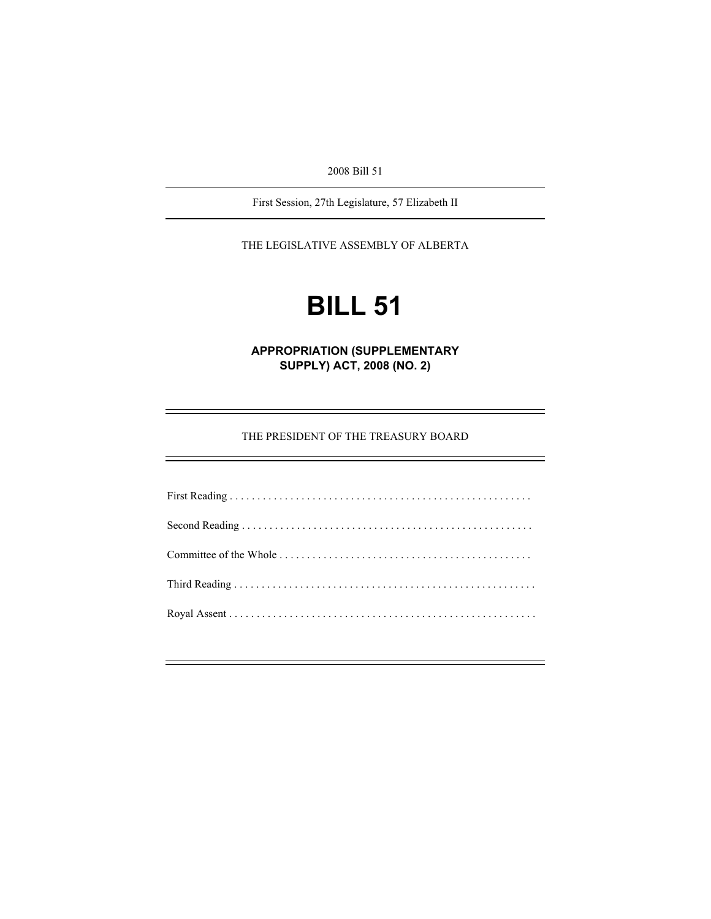2008 Bill 51

First Session, 27th Legislature, 57 Elizabeth II

THE LEGISLATIVE ASSEMBLY OF ALBERTA

# BILL 51

## APPROPRIATION (SUPPLEMENTARY SUPPLY) ACT, 2008 (NO. 2)

THE PRESIDENT OF THE TREASURY BOARD

First Reading . . . . . . . . . . . . . . . . . . . . . . . . . . . . . . . . . . . . . . . . . . . . . . . . . . . . . .

Second Reading . . . . . . . . . . . . . . . . . . . . . . . . . . . . . . . . . . . . . . . . . . . . . . . . . . . . .

Committee of the Whole . . . . . . . . . . . . . . . . . . . . . . . . . . . . . . . . . . . . . . . . . . . . . .

Third Reading . . . . . . . . . . . . . . . . . . . . . . . . . . . . . . . . . . . . . . . . . . . . . . . . . . . . . . .

Royal Assent . . . . . . . . . . . . . . . . . . . . . . . . . . . . . . . . . . . . . . . . . . . . . . . . . . . . . . . .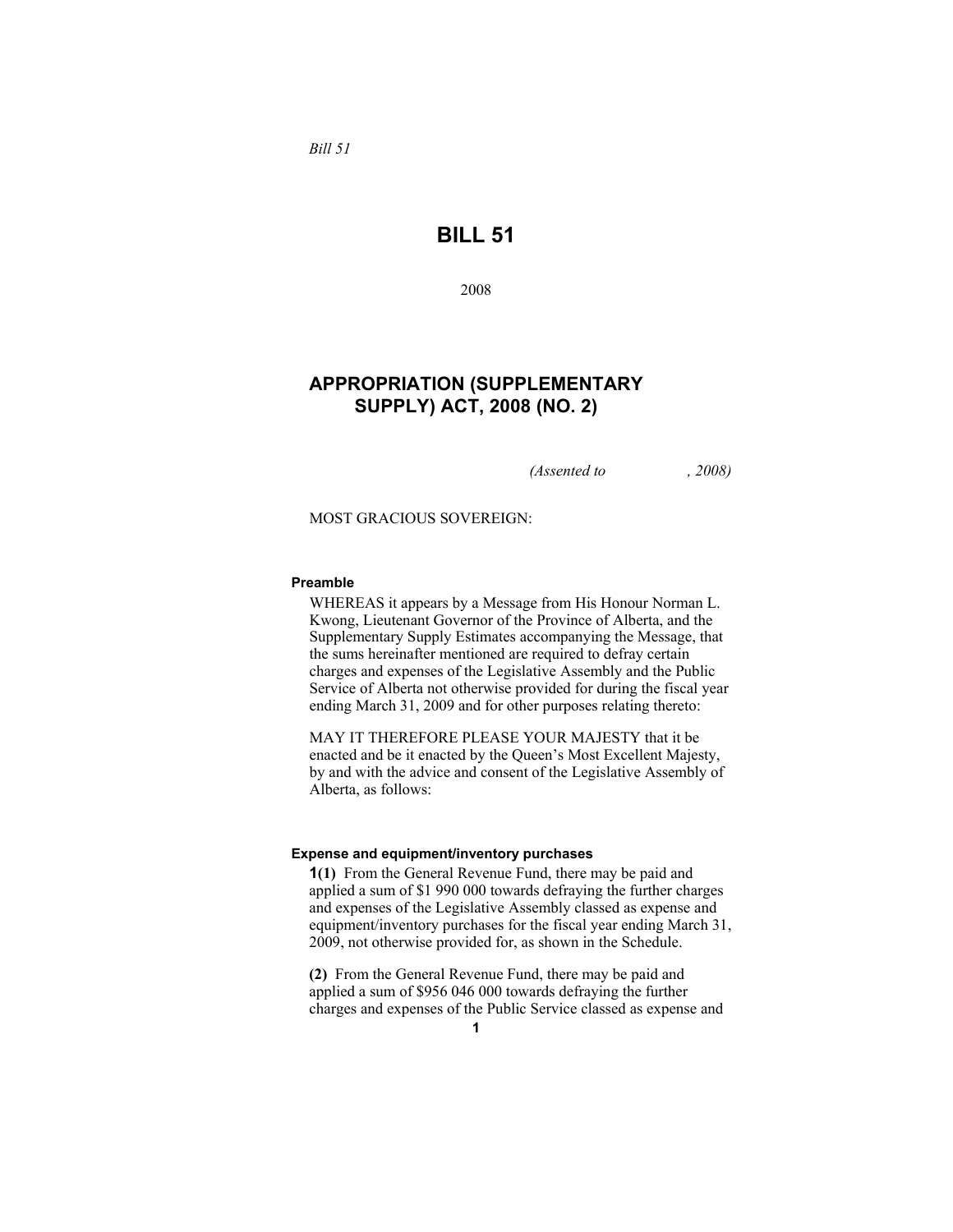*Bill 51*

# BILL 51

2008

## APPROPRIATION (SUPPLEMENTARY SUPPLY) ACT, 2008 (NO. 2)

*(Assented to , 2008)*

MOST GRACIOUS SOVEREIGN:

**Preamble**

WHEREAS it appears by a Message from His Honour Norman L. Kwong, Lieutenant Governor of the Province of Alberta, and the Supplementary Supply Estimates accompanying the Message, that the sums hereinafter mentioned are required to defray certain charges and expenses of the Legislative Assembly and the Public Service of Alberta not otherwise provided for during the fiscal year ending March 31, 2009 and for other purposes relating thereto:

MAY IT THEREFORE PLEASE YOUR MAJESTY that it be enacted and be it enacted by the Queen's Most Excellent Majesty, by and with the advice and consent of the Legislative Assembly of Alberta, as follows:

**Expense and equipment/inventory purchases**

**1(1)** From the General Revenue Fund, there may be paid and applied a sum of $1 990 000 towards defraying the further charges and expenses of the Legislative Assembly classed as expense and equipment/inventory purchases for the fiscal year ending March 31, 2009, not otherwise provided for, as shown in the Schedule.

**(2)** From the General Revenue Fund, there may be paid and applied a sum of $956 046 000 towards defraying the further charges and expenses of the Public Service classed as expense and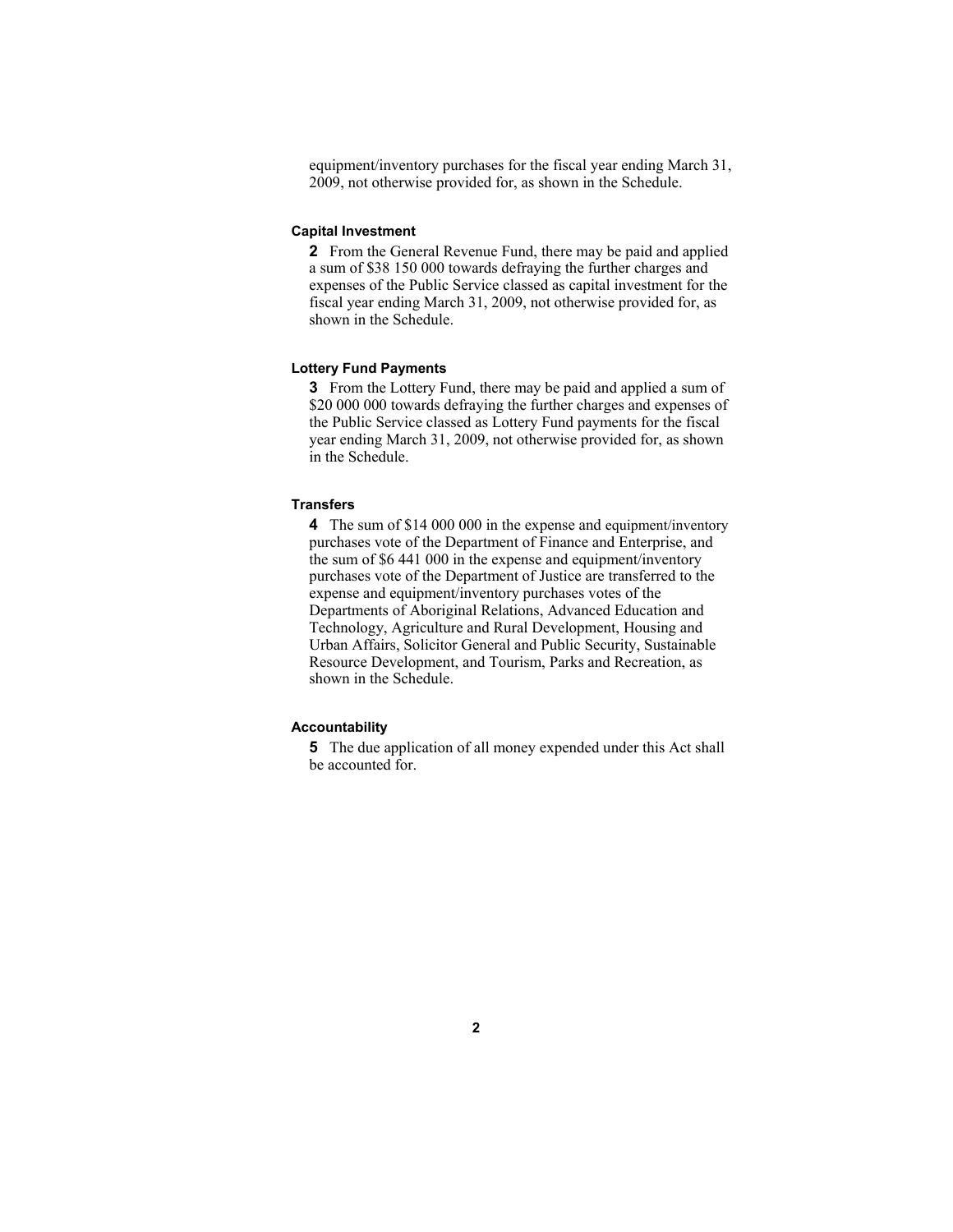equipment/inventory purchases for the fiscal year ending March 31, 2009, not otherwise provided for, as shown in the Schedule.

**Capital Investment**

**2** From the General Revenue Fund, there may be paid and applied a sum of $38 150 000 towards defraying the further charges and expenses of the Public Service classed as capital investment for the fiscal year ending March 31, 2009, not otherwise provided for, as shown in the Schedule.

**Lottery Fund Payments**

**3** From the Lottery Fund, there may be paid and applied a sum of $20 000 000 towards defraying the further charges and expenses of the Public Service classed as Lottery Fund payments for the fiscal year ending March 31, 2009, not otherwise provided for, as shown in the Schedule.

**Transfers**

**4** The sum of $14 000 000 in the expense and equipment/inventory purchases vote of the Department of Finance and Enterprise, and the sum of $6 441 000 in the expense and equipment/inventory purchases vote of the Department of Justice are transferred to the expense and equipment/inventory purchases votes of the Departments of Aboriginal Relations, Advanced Education and Technology, Agriculture and Rural Development, Housing and Urban Affairs, Solicitor General and Public Security, Sustainable Resource Development, and Tourism, Parks and Recreation, as shown in the Schedule.

**Accountability**

**5** The due application of all money expended under this Act shall be accounted for.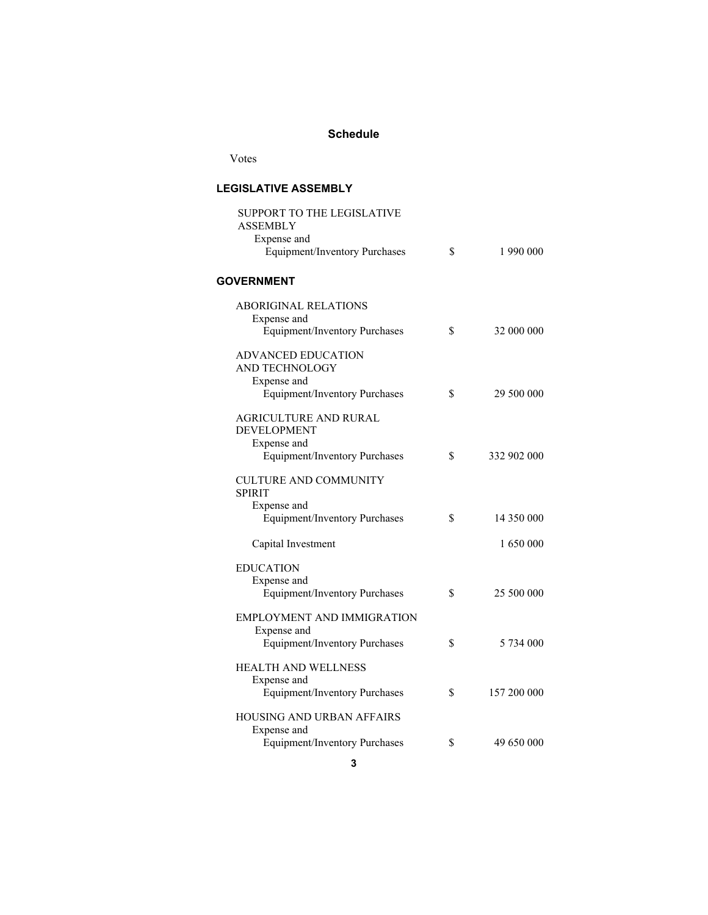## Schedule

Votes

### LEGISLATIVE ASSEMBLY

| | | |
|---|---|---|
| SUPPORT TO THE LEGISLATIVE ASSEMBLY | | |
| Expense and Equipment/Inventory Purchases | $ | 1 990 000 |

### GOVERNMENT

| | | |
|---|---|---|
| ABORIGINAL RELATIONS | | |
| Expense and Equipment/Inventory Purchases | $ | 32 000 000 |
| ADVANCED EDUCATION AND TECHNOLOGY | | |
| Expense and Equipment/Inventory Purchases | $ | 29 500 000 |
| AGRICULTURE AND RURAL DEVELOPMENT | | |
| Expense and Equipment/Inventory Purchases | $ | 332 902 000 |
| CULTURE AND COMMUNITY SPIRIT | | |
| Expense and Equipment/Inventory Purchases | $ | 14 350 000 |
| Capital Investment | | 1 650 000 |
| EDUCATION | | |
| Expense and Equipment/Inventory Purchases | $ | 25 500 000 |
| EMPLOYMENT AND IMMIGRATION | | |
| Expense and Equipment/Inventory Purchases | $ | 5 734 000 |
| HEALTH AND WELLNESS | | |
| Expense and Equipment/Inventory Purchases | $ | 157 200 000 |
| HOUSING AND URBAN AFFAIRS | | |
| Expense and Equipment/Inventory Purchases | $ | 49 650 000 |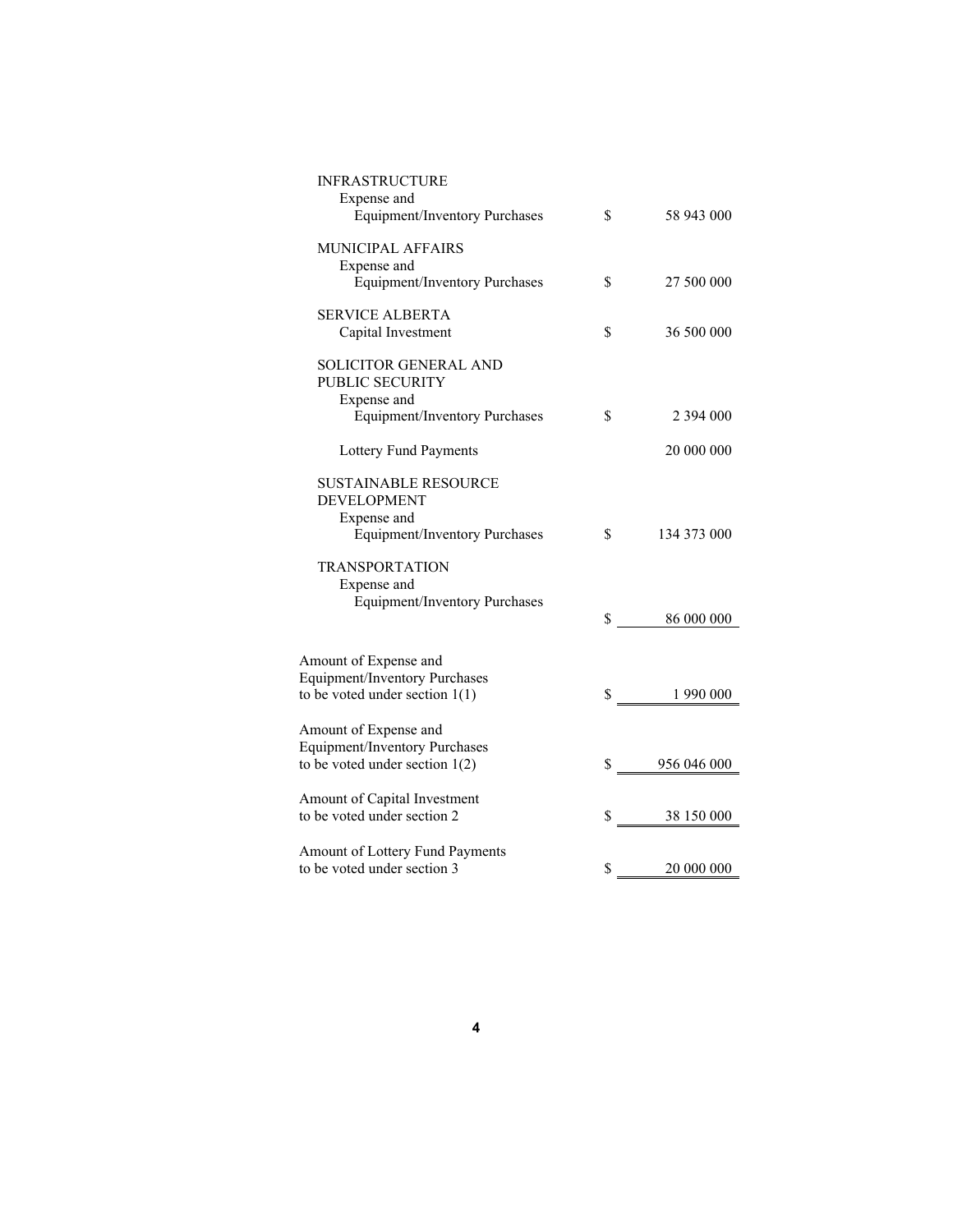INFRASTRUCTURE
Expense and
Equipment/Inventory Purchases $ 58 943 000

MUNICIPAL AFFAIRS
Expense and
Equipment/Inventory Purchases $ 27 500 000

SERVICE ALBERTA
Capital Investment $ 36 500 000

SOLICITOR GENERAL AND
PUBLIC SECURITY
Expense and
Equipment/Inventory Purchases $ 2 394 000

Lottery Fund Payments 20 000 000

SUSTAINABLE RESOURCE
DEVELOPMENT
Expense and
Equipment/Inventory Purchases $ 134 373 000

TRANSPORTATION
Expense and
Equipment/Inventory Purchases $ 86 000 000

Amount of Expense and
Equipment/Inventory Purchases
to be voted under section 1(1) $ 1 990 000

Amount of Expense and
Equipment/Inventory Purchases
to be voted under section 1(2) $ 956 046 000

Amount of Capital Investment
to be voted under section 2 $ 38 150 000

Amount of Lottery Fund Payments
to be voted under section 3 $ 20 000 000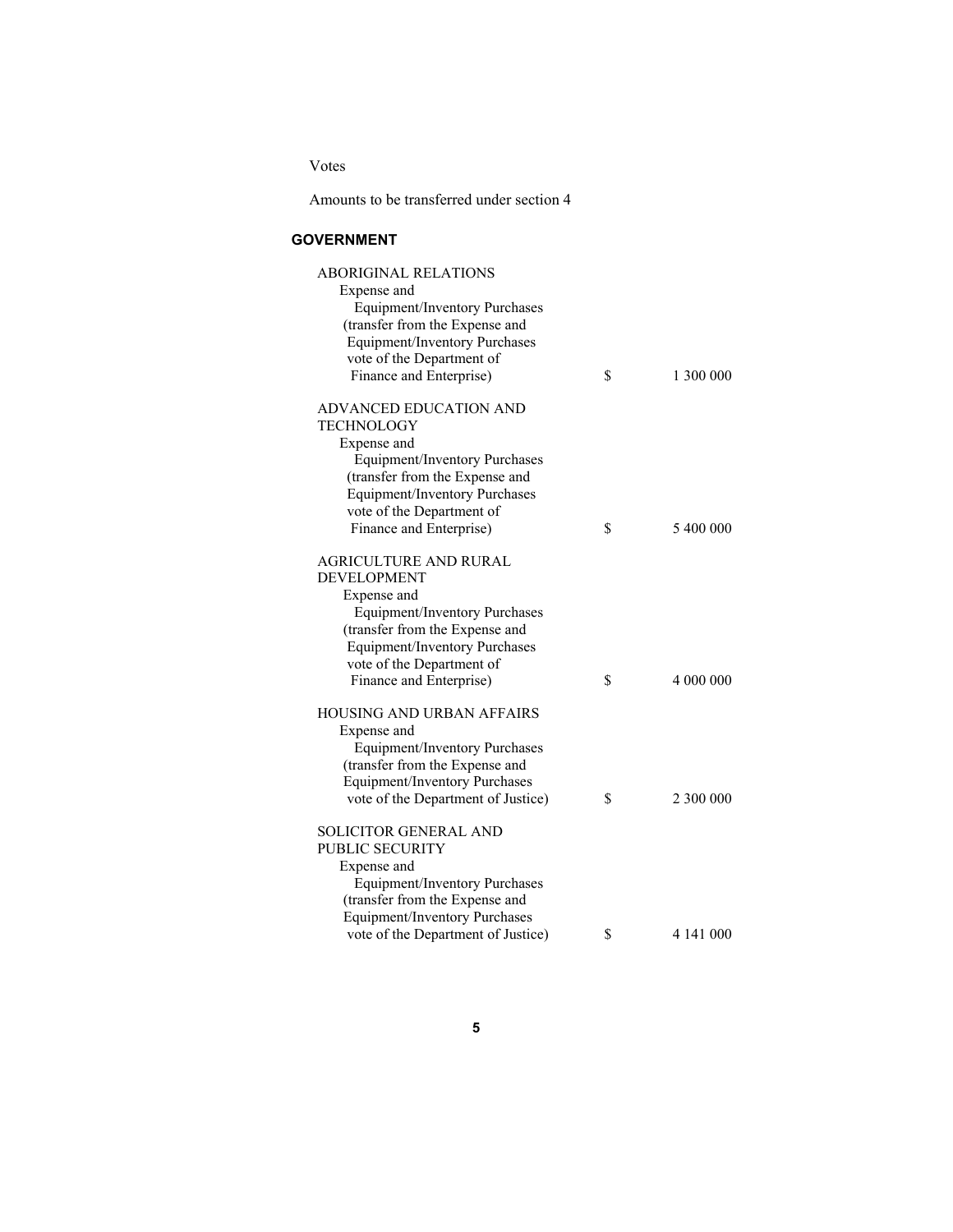Votes

Amounts to be transferred under section 4

## GOVERNMENT

| | | |
|---|---|---|
| ABORIGINAL RELATIONS<br>Expense and Equipment/Inventory Purchases (transfer from the Expense and Equipment/Inventory Purchases vote of the Department of Finance and Enterprise) | $ | 1 300 000 |
| ADVANCED EDUCATION AND TECHNOLOGY<br>Expense and Equipment/Inventory Purchases (transfer from the Expense and Equipment/Inventory Purchases vote of the Department of Finance and Enterprise) | $ | 5 400 000 |
| AGRICULTURE AND RURAL DEVELOPMENT<br>Expense and Equipment/Inventory Purchases (transfer from the Expense and Equipment/Inventory Purchases vote of the Department of Finance and Enterprise) | $ | 4 000 000 |
| HOUSING AND URBAN AFFAIRS<br>Expense and Equipment/Inventory Purchases (transfer from the Expense and Equipment/Inventory Purchases vote of the Department of Justice) | $ | 2 300 000 |
| SOLICITOR GENERAL AND PUBLIC SECURITY<br>Expense and Equipment/Inventory Purchases (transfer from the Expense and Equipment/Inventory Purchases vote of the Department of Justice) | $ | 4 141 000 |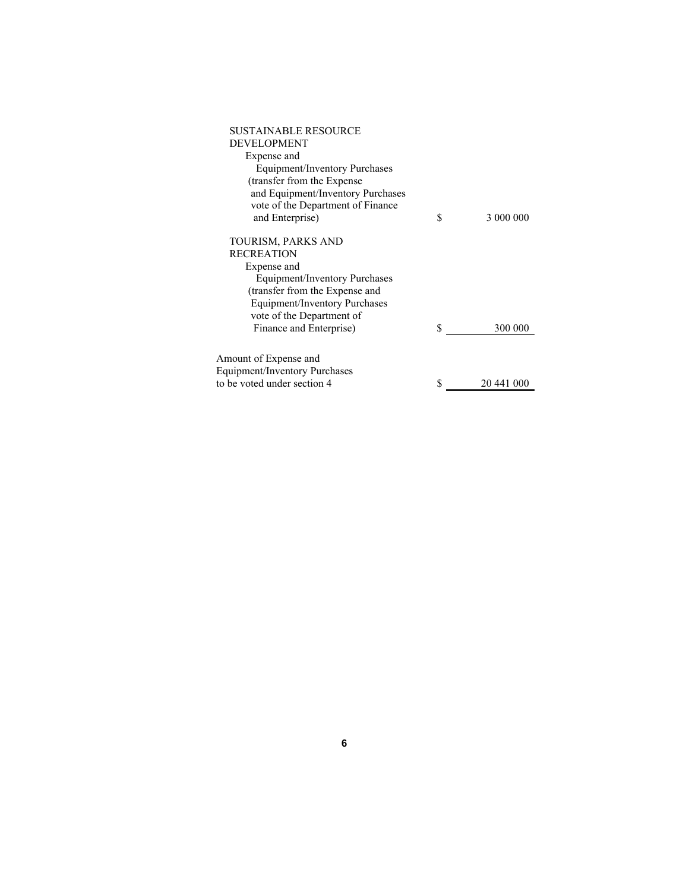| | | |
|---|---|---|
| SUSTAINABLE RESOURCE DEVELOPMENT<br>Expense and Equipment/Inventory Purchases (transfer from the Expense and Equipment/Inventory Purchases vote of the Department of Finance and Enterprise) | $ | 3 000 000 |
| TOURISM, PARKS AND RECREATION<br>Expense and Equipment/Inventory Purchases (transfer from the Expense and Equipment/Inventory Purchases vote of the Department of Finance and Enterprise) | $ | 300 000 |
| Amount of Expense and Equipment/Inventory Purchases to be voted under section 4 | $ | 20 441 000 |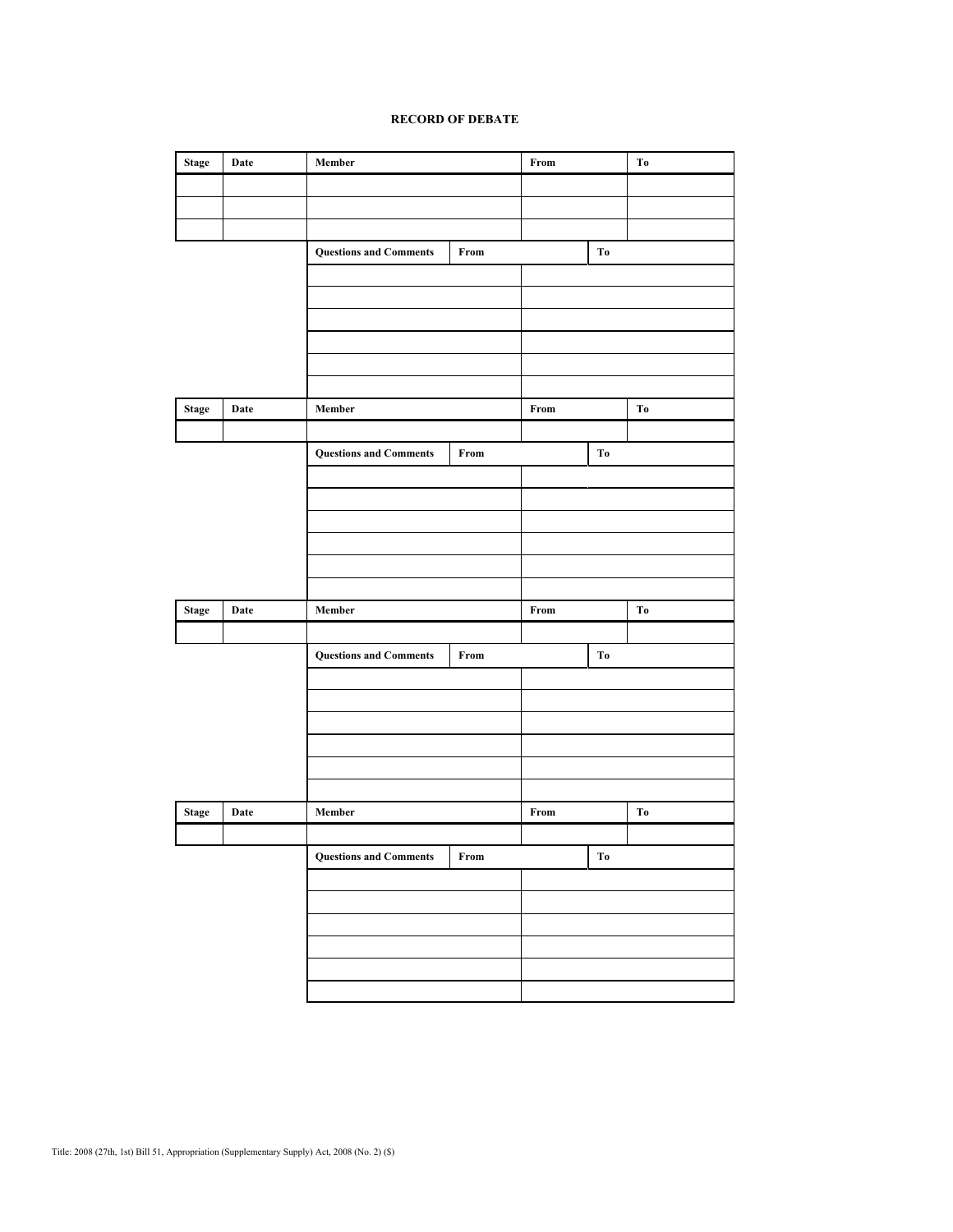**RECORD OF DEBATE**

| Stage | Date | Member | From | To |
|---|---|---|---|---|
| | | | | |
| | | | | |
| | | | | |

| Questions and Comments | From | To |
|---|---|---|
| | | |
| | | |
| | | |
| | | |
| | | |
| | | |

| Stage | Date | Member | From | To |
|---|---|---|---|---|
| | | | | |

| Questions and Comments | From | To |
|---|---|---|
| | | |
| | | |
| | | |
| | | |
| | | |
| | | |

| Stage | Date | Member | From | To |
|---|---|---|---|---|
| | | | | |

| Questions and Comments | From | To |
|---|---|---|
| | | |
| | | |
| | | |
| | | |
| | | |
| | | |

| Stage | Date | Member | From | To |
|---|---|---|---|---|
| | | | | |

| Questions and Comments | From | To |
|---|---|---|
| | | |
| | | |
| | | |
| | | |
| | | |
| | | |

Title: 2008 (27th, 1st) Bill 51, Appropriation (Supplementary Supply) Act, 2008 (No. 2) ($)